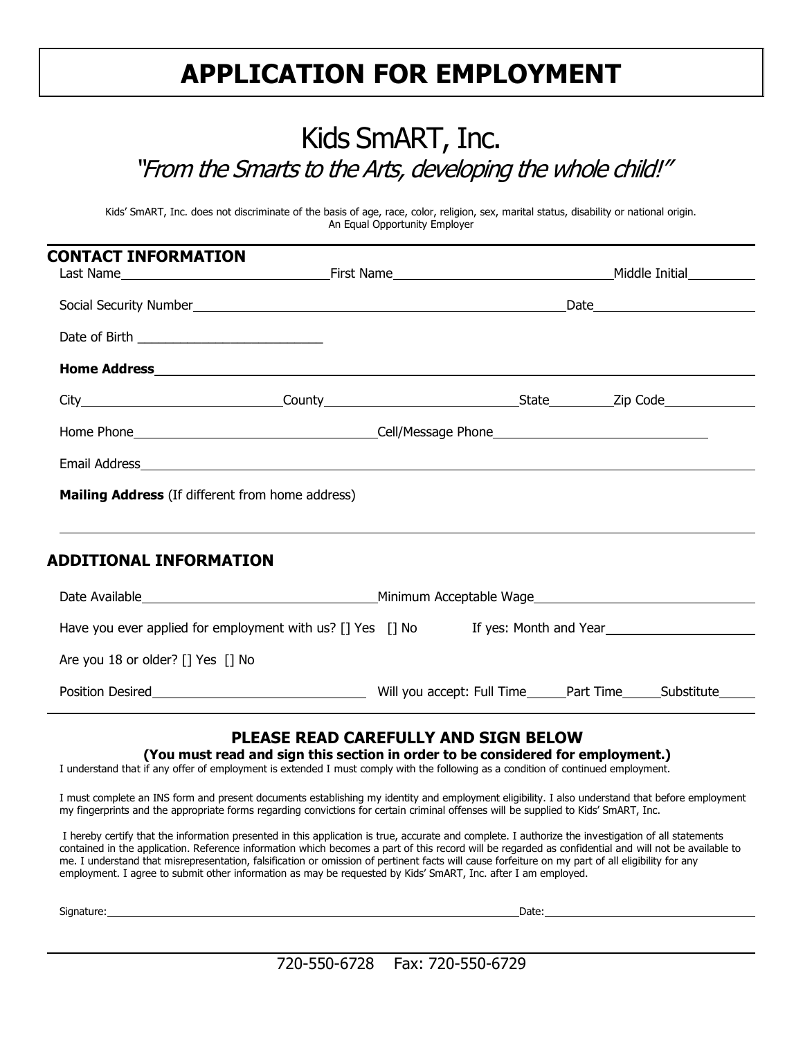# APPLICATION FOR EMPLOYMENT

## Kids SmART, Inc.

*"From the Smarts to the Arts, developing the whole child!"*

Kids' SmART, Inc. does not discriminate of the basis of age, race, color, religion, sex, marital status, disability or national origin.
An Equal Opportunity Employer

### CONTACT INFORMATION

Last Name\_\_\_\_\_\_\_\_\_\_\_\_\_\_\_\_\_\_\_\_ First Name\_\_\_\_\_\_\_\_\_\_\_\_\_\_\_\_\_\_\_\_ Middle Initial\_\_\_\_\_\_\_\_

Social Security Number\_\_\_\_\_\_\_\_\_\_\_\_\_\_\_\_\_\_\_\_\_\_\_\_\_\_\_\_\_\_ Date\_\_\_\_\_\_\_\_\_\_\_\_\_\_\_\_

Date of Birth \_\_\_\_\_\_\_\_\_\_\_\_\_\_\_\_\_\_\_\_

**Home Address**\_\_\_\_\_\_\_\_\_\_\_\_\_\_\_\_\_\_\_\_\_\_\_\_\_\_\_\_\_\_\_\_\_\_\_\_\_\_\_\_\_\_\_\_\_\_\_\_

City\_\_\_\_\_\_\_\_\_\_\_\_\_\_\_\_\_\_\_\_ County\_\_\_\_\_\_\_\_\_\_\_\_\_\_\_\_\_\_\_\_ State\_\_\_\_\_\_\_\_ Zip Code\_\_\_\_\_\_\_\_\_\_

Home Phone\_\_\_\_\_\_\_\_\_\_\_\_\_\_\_\_\_\_\_\_\_\_\_\_ Cell/Message Phone\_\_\_\_\_\_\_\_\_\_\_\_\_\_\_\_\_\_\_\_\_\_\_\_

Email Address\_\_\_\_\_\_\_\_\_\_\_\_\_\_\_\_\_\_\_\_\_\_\_\_\_\_\_\_\_\_\_\_\_\_\_\_\_\_\_\_\_\_\_\_\_\_\_\_

**Mailing Address** (If different from home address)

\_\_\_\_\_\_\_\_\_\_\_\_\_\_\_\_\_\_\_\_\_\_\_\_\_\_\_\_\_\_\_\_\_\_\_\_\_\_\_\_\_\_\_\_\_\_\_\_\_\_\_\_\_\_\_\_\_\_\_\_

### ADDITIONAL INFORMATION

Date Available\_\_\_\_\_\_\_\_\_\_\_\_\_\_\_\_\_\_\_\_\_\_\_\_ Minimum Acceptable Wage\_\_\_\_\_\_\_\_\_\_\_\_\_\_\_\_\_\_\_\_\_\_\_\_

Have you ever applied for employment with us? [] Yes [] No If yes: Month and Year\_\_\_\_\_\_\_\_\_\_\_\_\_\_\_\_

Are you 18 or older? [] Yes [] No

Position Desired\_\_\_\_\_\_\_\_\_\_\_\_\_\_\_\_\_\_\_\_\_\_\_\_ Will you accept: Full Time\_\_\_\_\_ Part Time\_\_\_\_\_ Substitute\_\_\_\_\_

### PLEASE READ CAREFULLY AND SIGN BELOW

**(You must read and sign this section in order to be considered for employment.)**

I understand that if any offer of employment is extended I must comply with the following as a condition of continued employment.

I must complete an INS form and present documents establishing my identity and employment eligibility. I also understand that before employment my fingerprints and the appropriate forms regarding convictions for certain criminal offenses will be supplied to Kids' SmART, Inc.

I hereby certify that the information presented in this application is true, accurate and complete. I authorize the investigation of all statements contained in the application. Reference information which becomes a part of this record will be regarded as confidential and will not be available to me. I understand that misrepresentation, falsification or omission of pertinent facts will cause forfeiture on my part of all eligibility for any employment. I agree to submit other information as may be requested by Kids' SmART, Inc. after I am employed.

Signature:\_\_\_\_\_\_\_\_\_\_\_\_\_\_\_\_\_\_\_\_\_\_\_\_\_\_\_\_\_\_\_\_\_\_\_\_\_\_\_\_ Date:\_\_\_\_\_\_\_\_\_\_\_\_\_\_\_\_\_\_\_\_

720-550-6728 Fax: 720-550-6729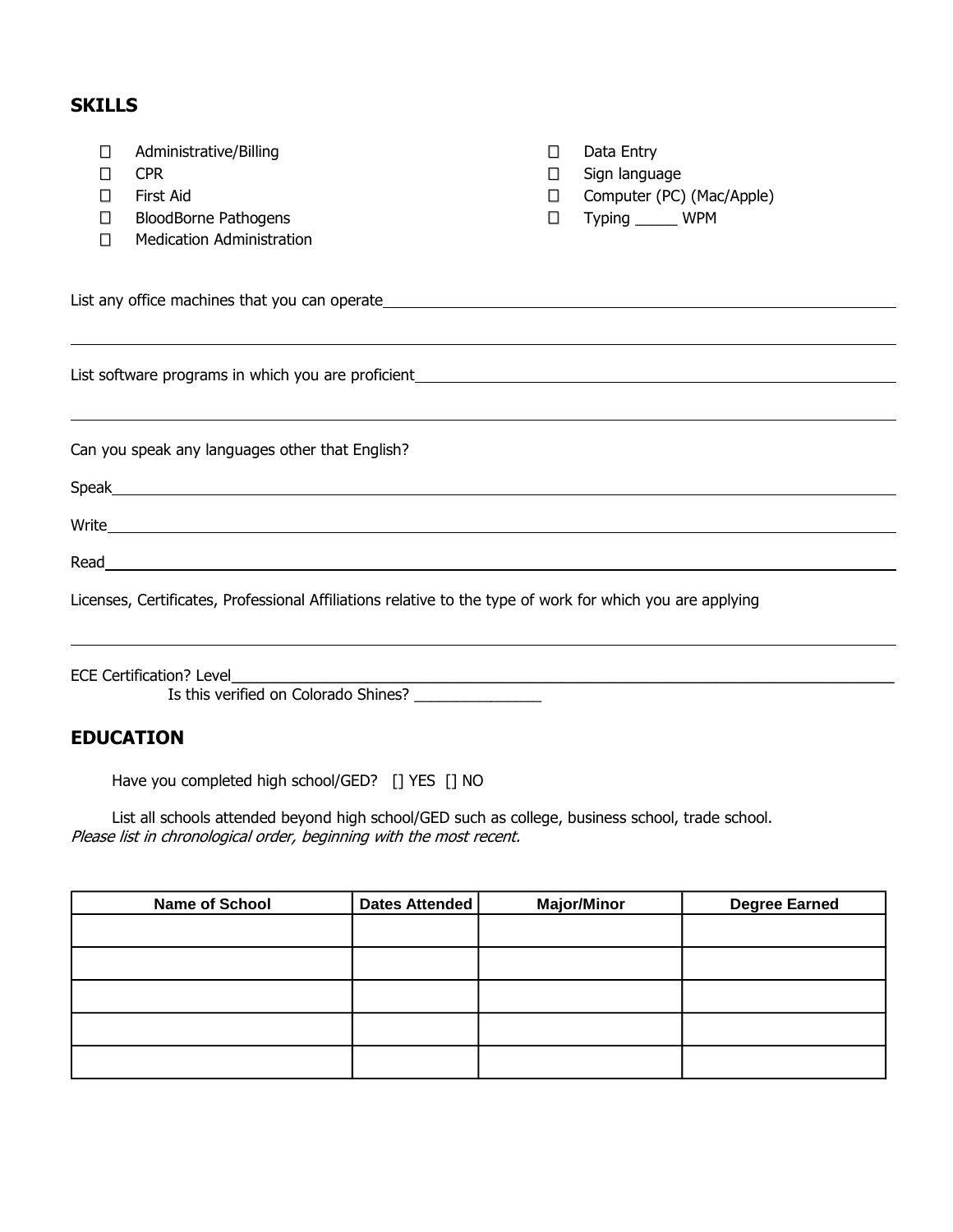## SKILLS

- ☐ Administrative/Billing
- ☐ CPR
- ☐ First Aid
- ☐ BloodBorne Pathogens
- ☐ Medication Administration
- ☐ Data Entry
- ☐ Sign language
- ☐ Computer (PC) (Mac/Apple)
- ☐ Typing _____ WPM

List any office machines that you can operate\_\_\_\_\_\_\_\_\_\_\_\_\_\_\_\_\_\_\_\_\_\_\_\_\_\_\_\_\_\_\_\_\_\_\_\_\_\_\_\_

\_\_\_\_\_\_\_\_\_\_\_\_\_\_\_\_\_\_\_\_\_\_\_\_\_\_\_\_\_\_\_\_\_\_\_\_\_\_\_\_\_\_\_\_\_\_\_\_\_\_\_\_\_\_\_\_\_\_\_\_\_\_\_\_\_\_\_\_\_\_\_\_\_\_\_\_

List software programs in which you are proficient\_\_\_\_\_\_\_\_\_\_\_\_\_\_\_\_\_\_\_\_\_\_\_\_\_\_\_\_\_\_\_\_\_\_\_\_

\_\_\_\_\_\_\_\_\_\_\_\_\_\_\_\_\_\_\_\_\_\_\_\_\_\_\_\_\_\_\_\_\_\_\_\_\_\_\_\_\_\_\_\_\_\_\_\_\_\_\_\_\_\_\_\_\_\_\_\_\_\_\_\_\_\_\_\_\_\_\_\_\_\_\_\_

Can you speak any languages other that English?

Speak\_\_\_\_\_\_\_\_\_\_\_\_\_\_\_\_\_\_\_\_\_\_\_\_\_\_\_\_\_\_\_\_\_\_\_\_\_\_\_\_\_\_\_\_\_\_\_\_\_\_\_\_\_\_\_\_\_\_\_\_\_\_\_\_\_\_\_\_\_\_

Write\_\_\_\_\_\_\_\_\_\_\_\_\_\_\_\_\_\_\_\_\_\_\_\_\_\_\_\_\_\_\_\_\_\_\_\_\_\_\_\_\_\_\_\_\_\_\_\_\_\_\_\_\_\_\_\_\_\_\_\_\_\_\_\_\_\_\_\_\_\_

Read\_\_\_\_\_\_\_\_\_\_\_\_\_\_\_\_\_\_\_\_\_\_\_\_\_\_\_\_\_\_\_\_\_\_\_\_\_\_\_\_\_\_\_\_\_\_\_\_\_\_\_\_\_\_\_\_\_\_\_\_\_\_\_\_\_\_\_\_\_\_\_

Licenses, Certificates, Professional Affiliations relative to the type of work for which you are applying

\_\_\_\_\_\_\_\_\_\_\_\_\_\_\_\_\_\_\_\_\_\_\_\_\_\_\_\_\_\_\_\_\_\_\_\_\_\_\_\_\_\_\_\_\_\_\_\_\_\_\_\_\_\_\_\_\_\_\_\_\_\_\_\_\_\_\_\_\_\_\_\_\_\_\_\_

ECE Certification? Level\_\_\_\_\_\_\_\_\_\_\_\_\_\_\_\_\_\_\_\_\_\_\_\_\_\_\_\_\_\_\_\_\_\_\_\_\_\_\_\_\_\_\_\_\_\_\_\_\_\_\_\_\_\_\_\_\_\_\_\_

Is this verified on Colorado Shines? \_\_\_\_\_\_\_\_\_\_\_\_\_\_\_

## EDUCATION

Have you completed high school/GED? [] YES [] NO

List all schools attended beyond high school/GED such as college, business school, trade school. *Please list in chronological order, beginning with the most recent.*

| Name of School | Dates Attended | Major/Minor | Degree Earned |
|---|---|---|---|
| | | | |
| | | | |
| | | | |
| | | | |
| | | | |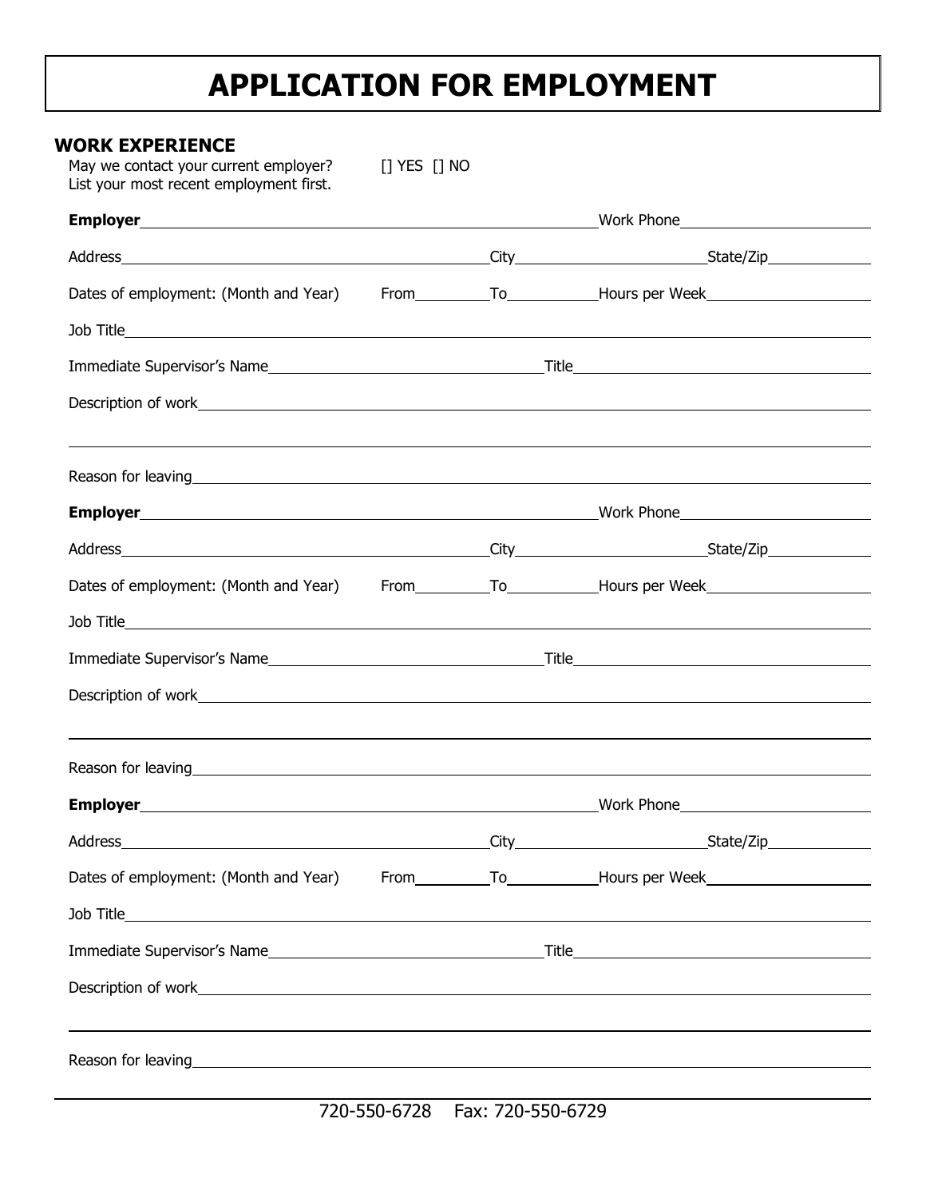# APPLICATION FOR EMPLOYMENT

**WORK EXPERIENCE**

May we contact your current employer? [] YES [] NO

List your most recent employment first.

**Employer**\_\_\_\_\_\_\_\_\_\_\_\_\_\_\_\_\_\_\_\_\_\_\_\_\_\_\_\_\_\_ Work Phone\_\_\_\_\_\_\_\_\_\_\_\_\_\_\_\_

Address\_\_\_\_\_\_\_\_\_\_\_\_\_\_\_\_\_\_\_\_\_\_\_\_ City\_\_\_\_\_\_\_\_\_\_\_\_\_\_ State/Zip\_\_\_\_\_\_\_\_

Dates of employment: (Month and Year) From\_\_\_\_\_\_ To\_\_\_\_\_\_ Hours per Week\_\_\_\_\_\_\_\_\_\_\_\_

Job Title\_\_\_\_\_\_\_\_\_\_\_\_\_\_\_\_\_\_\_\_\_\_\_\_\_\_\_\_\_\_\_\_\_\_\_\_\_\_\_\_\_\_\_\_

Immediate Supervisor's Name\_\_\_\_\_\_\_\_\_\_\_\_\_\_\_\_\_\_\_\_ Title\_\_\_\_\_\_\_\_\_\_\_\_\_\_\_\_\_\_\_\_

Description of work\_\_\_\_\_\_\_\_\_\_\_\_\_\_\_\_\_\_\_\_\_\_\_\_\_\_\_\_\_\_\_\_\_\_\_\_\_\_\_\_\_\_

\_\_\_\_\_\_\_\_\_\_\_\_\_\_\_\_\_\_\_\_\_\_\_\_\_\_\_\_\_\_\_\_\_\_\_\_\_\_\_\_\_\_\_\_\_\_\_\_\_\_\_\_\_\_\_\_\_\_

Reason for leaving\_\_\_\_\_\_\_\_\_\_\_\_\_\_\_\_\_\_\_\_\_\_\_\_\_\_\_\_\_\_\_\_\_\_\_\_\_\_\_\_\_\_

**Employer**\_\_\_\_\_\_\_\_\_\_\_\_\_\_\_\_\_\_\_\_\_\_\_\_\_\_\_\_\_\_ Work Phone\_\_\_\_\_\_\_\_\_\_\_\_\_\_\_\_

Address\_\_\_\_\_\_\_\_\_\_\_\_\_\_\_\_\_\_\_\_\_\_\_\_ City\_\_\_\_\_\_\_\_\_\_\_\_\_\_ State/Zip\_\_\_\_\_\_\_\_

Dates of employment: (Month and Year) From\_\_\_\_\_\_ To\_\_\_\_\_\_ Hours per Week\_\_\_\_\_\_\_\_\_\_\_\_

Job Title\_\_\_\_\_\_\_\_\_\_\_\_\_\_\_\_\_\_\_\_\_\_\_\_\_\_\_\_\_\_\_\_\_\_\_\_\_\_\_\_\_\_\_\_

Immediate Supervisor's Name\_\_\_\_\_\_\_\_\_\_\_\_\_\_\_\_\_\_\_\_ Title\_\_\_\_\_\_\_\_\_\_\_\_\_\_\_\_\_\_\_\_

Description of work\_\_\_\_\_\_\_\_\_\_\_\_\_\_\_\_\_\_\_\_\_\_\_\_\_\_\_\_\_\_\_\_\_\_\_\_\_\_\_\_\_\_

\_\_\_\_\_\_\_\_\_\_\_\_\_\_\_\_\_\_\_\_\_\_\_\_\_\_\_\_\_\_\_\_\_\_\_\_\_\_\_\_\_\_\_\_\_\_\_\_\_\_\_\_\_\_\_\_\_\_

Reason for leaving\_\_\_\_\_\_\_\_\_\_\_\_\_\_\_\_\_\_\_\_\_\_\_\_\_\_\_\_\_\_\_\_\_\_\_\_\_\_\_\_\_\_

**Employer**\_\_\_\_\_\_\_\_\_\_\_\_\_\_\_\_\_\_\_\_\_\_\_\_\_\_\_\_\_\_ Work Phone\_\_\_\_\_\_\_\_\_\_\_\_\_\_\_\_

Address\_\_\_\_\_\_\_\_\_\_\_\_\_\_\_\_\_\_\_\_\_\_\_\_ City\_\_\_\_\_\_\_\_\_\_\_\_\_\_ State/Zip\_\_\_\_\_\_\_\_

Dates of employment: (Month and Year) From\_\_\_\_\_\_ To\_\_\_\_\_\_ Hours per Week\_\_\_\_\_\_\_\_\_\_\_\_

Job Title\_\_\_\_\_\_\_\_\_\_\_\_\_\_\_\_\_\_\_\_\_\_\_\_\_\_\_\_\_\_\_\_\_\_\_\_\_\_\_\_\_\_\_\_

Immediate Supervisor's Name\_\_\_\_\_\_\_\_\_\_\_\_\_\_\_\_\_\_\_\_ Title\_\_\_\_\_\_\_\_\_\_\_\_\_\_\_\_\_\_\_\_

Description of work\_\_\_\_\_\_\_\_\_\_\_\_\_\_\_\_\_\_\_\_\_\_\_\_\_\_\_\_\_\_\_\_\_\_\_\_\_\_\_\_\_\_

\_\_\_\_\_\_\_\_\_\_\_\_\_\_\_\_\_\_\_\_\_\_\_\_\_\_\_\_\_\_\_\_\_\_\_\_\_\_\_\_\_\_\_\_\_\_\_\_\_\_\_\_\_\_\_\_\_\_

Reason for leaving\_\_\_\_\_\_\_\_\_\_\_\_\_\_\_\_\_\_\_\_\_\_\_\_\_\_\_\_\_\_\_\_\_\_\_\_\_\_\_\_\_\_

720-550-6728 Fax: 720-550-6729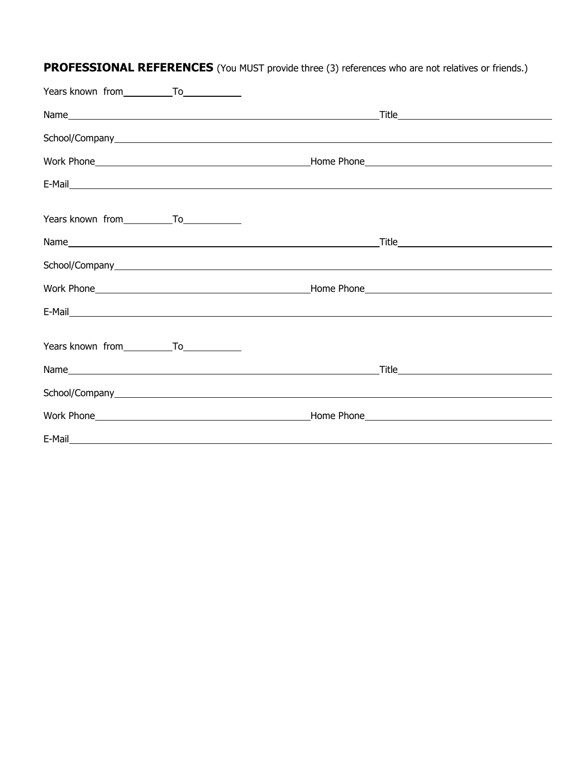**PROFESSIONAL REFERENCES** (You MUST provide three (3) references who are not relatives or friends.)

Years known from__________ To____________

Name__________________________________________________________________ Title________________________________

School/Company____________________________________________________________________________________________

Work Phone____________________________________________ Home Phone______________________________________

E-Mail_____________________________________________________________________________________________________

Years known from__________ To____________

Name__________________________________________________________________ Title________________________________

School/Company____________________________________________________________________________________________

Work Phone____________________________________________ Home Phone______________________________________

E-Mail_____________________________________________________________________________________________________

Years known from__________ To____________

Name__________________________________________________________________ Title________________________________

School/Company____________________________________________________________________________________________

Work Phone____________________________________________ Home Phone______________________________________

E-Mail_____________________________________________________________________________________________________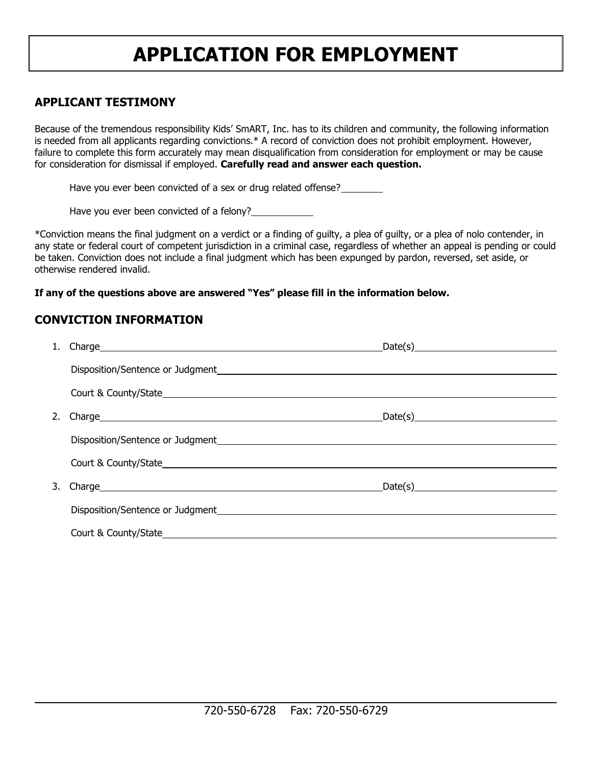# APPLICATION FOR EMPLOYMENT

## APPLICANT TESTIMONY

Because of the tremendous responsibility Kids' SmART, Inc. has to its children and community, the following information is needed from all applicants regarding convictions.* A record of conviction does not prohibit employment. However, failure to complete this form accurately may mean disqualification from consideration for employment or may be cause for consideration for dismissal if employed. **Carefully read and answer each question.**

Have you ever been convicted of a sex or drug related offense?________

Have you ever been convicted of a felony?____________

*Conviction means the final judgment on a verdict or a finding of guilty, a plea of guilty, or a plea of nolo contender, in any state or federal court of competent jurisdiction in a criminal case, regardless of whether an appeal is pending or could be taken. Conviction does not include a final judgment which has been expunged by pardon, reversed, set aside, or otherwise rendered invalid.

**If any of the questions above are answered "Yes" please fill in the information below.**

## CONVICTION INFORMATION

1. Charge______________________________________________ Date(s)______________________

   Disposition/Sentence or Judgment______________________________________________

   Court & County/State______________________________________________

2. Charge______________________________________________ Date(s)______________________

   Disposition/Sentence or Judgment______________________________________________

   Court & County/State______________________________________________

3. Charge______________________________________________ Date(s)______________________

   Disposition/Sentence or Judgment______________________________________________

   Court & County/State______________________________________________

720-550-6728 Fax: 720-550-6729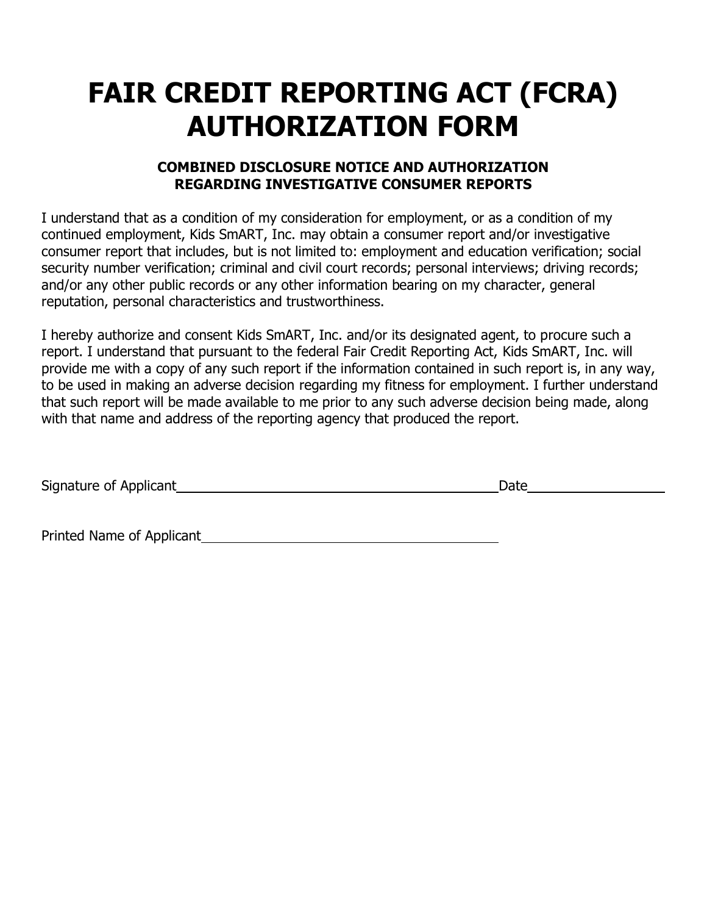# FAIR CREDIT REPORTING ACT (FCRA) AUTHORIZATION FORM

### COMBINED DISCLOSURE NOTICE AND AUTHORIZATION REGARDING INVESTIGATIVE CONSUMER REPORTS

I understand that as a condition of my consideration for employment, or as a condition of my continued employment, Kids SmART, Inc. may obtain a consumer report and/or investigative consumer report that includes, but is not limited to: employment and education verification; social security number verification; criminal and civil court records; personal interviews; driving records; and/or any other public records or any other information bearing on my character, general reputation, personal characteristics and trustworthiness.

I hereby authorize and consent Kids SmART, Inc. and/or its designated agent, to procure such a report. I understand that pursuant to the federal Fair Credit Reporting Act, Kids SmART, Inc. will provide me with a copy of any such report if the information contained in such report is, in any way, to be used in making an adverse decision regarding my fitness for employment. I further understand that such report will be made available to me prior to any such adverse decision being made, along with that name and address of the reporting agency that produced the report.

Signature of Applicant\_\_\_\_\_\_\_\_\_\_\_\_\_\_\_\_\_\_\_\_\_\_\_\_\_\_\_\_\_\_\_\_\_\_\_\_\_\_\_\_ Date\_\_\_\_\_\_\_\_\_\_\_\_\_\_\_\_

Printed Name of Applicant\_\_\_\_\_\_\_\_\_\_\_\_\_\_\_\_\_\_\_\_\_\_\_\_\_\_\_\_\_\_\_\_\_\_\_\_